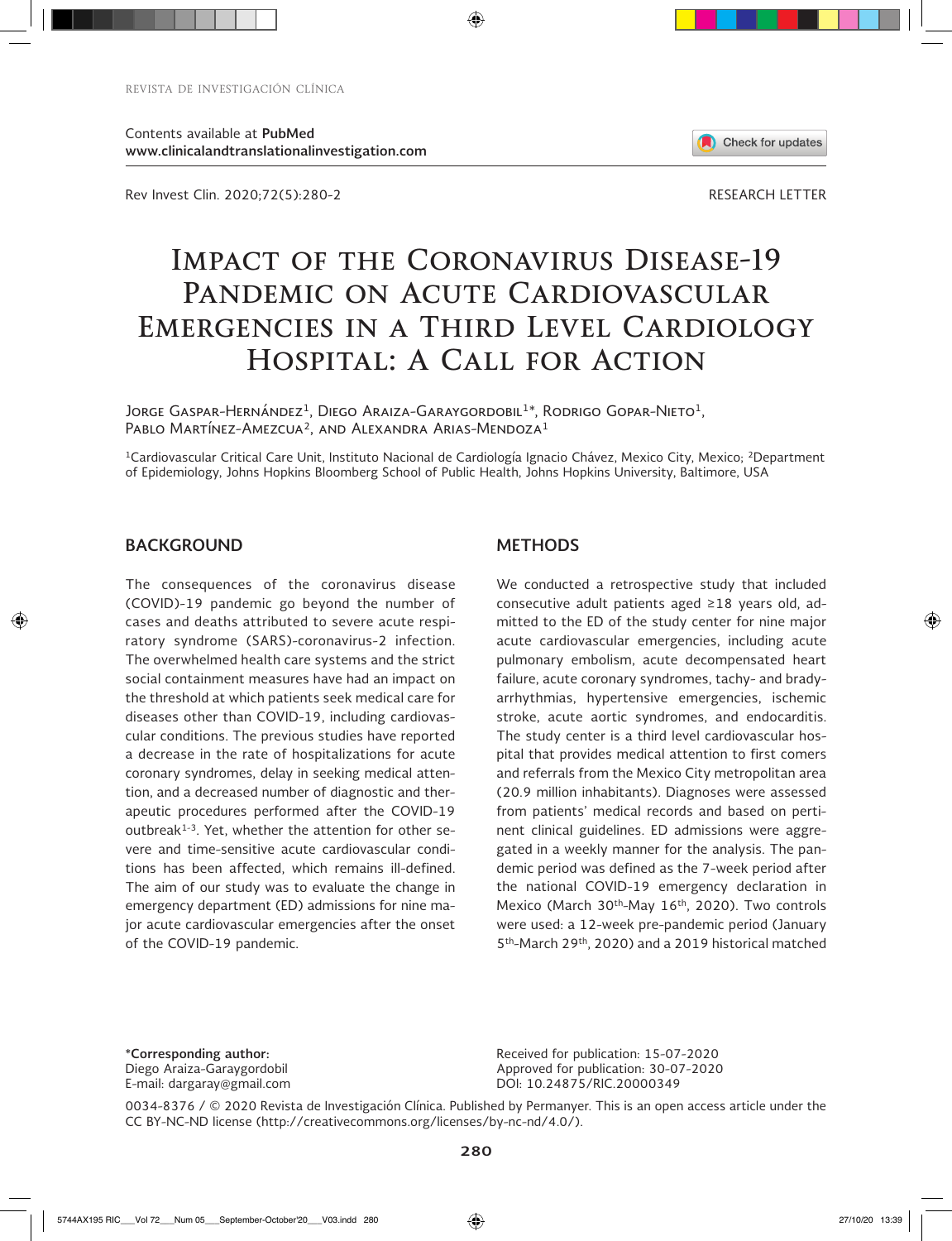Contents available at PubMed
www.clinicalandtranslationalinvestigation.com

RESEARCH LETTER

# Impact of the Coronavirus Disease-19 Pandemic on Acute Cardiovascular Emergencies in a Third Level Cardiology Hospital: A Call for Action

Jorge Gaspar-Hernández[1], Diego Araiza-Garaygordobil[1]*, Rodrigo Gopar-Nieto[1], Pablo Martínez-Amezcua[2], and Alexandra Arias-Mendoza[1]

[1]Cardiovascular Critical Care Unit, Instituto Nacional de Cardiología Ignacio Chávez, Mexico City, Mexico; [2]Department of Epidemiology, Johns Hopkins Bloomberg School of Public Health, Johns Hopkins University, Baltimore, USA

## BACKGROUND

The consequences of the coronavirus disease (COVID)-19 pandemic go beyond the number of cases and deaths attributed to severe acute respiratory syndrome (SARS)-coronavirus-2 infection. The overwhelmed health care systems and the strict social containment measures have had an impact on the threshold at which patients seek medical care for diseases other than COVID-19, including cardiovascular conditions. The previous studies have reported a decrease in the rate of hospitalizations for acute coronary syndromes, delay in seeking medical attention, and a decreased number of diagnostic and therapeutic procedures performed after the COVID-19 outbreak[1-3]. Yet, whether the attention for other severe and time-sensitive acute cardiovascular conditions has been affected, which remains ill-defined. The aim of our study was to evaluate the change in emergency department (ED) admissions for nine major acute cardiovascular emergencies after the onset of the COVID-19 pandemic.

## METHODS

We conducted a retrospective study that included consecutive adult patients aged ≥18 years old, admitted to the ED of the study center for nine major acute cardiovascular emergencies, including acute pulmonary embolism, acute decompensated heart failure, acute coronary syndromes, tachy- and brady-arrhythmias, hypertensive emergencies, ischemic stroke, acute aortic syndromes, and endocarditis. The study center is a third level cardiovascular hospital that provides medical attention to first comers and referrals from the Mexico City metropolitan area (20.9 million inhabitants). Diagnoses were assessed from patients' medical records and based on pertinent clinical guidelines. ED admissions were aggregated in a weekly manner for the analysis. The pandemic period was defined as the 7-week period after the national COVID-19 emergency declaration in Mexico (March 30th-May 16th, 2020). Two controls were used: a 12-week pre-pandemic period (January 5th-March 29th, 2020) and a 2019 historical matched

*Corresponding author:
Diego Araiza-Garaygordobil
E-mail: dargaray@gmail.com

Received for publication: 15-07-2020
Approved for publication: 30-07-2020
DOI: 10.24875/RIC.20000349

0034-8376 / © 2020 Revista de Investigación Clínica. Published by Permanyer. This is an open access article under the CC BY-NC-ND license (http://creativecommons.org/licenses/by-nc-nd/4.0/).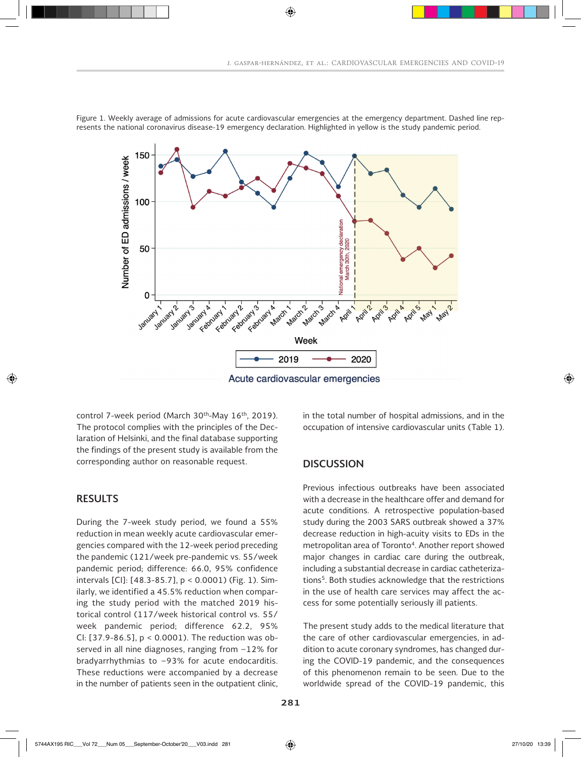Figure 1. Weekly average of admissions for acute cardiovascular emergencies at the emergency department. Dashed line represents the national coronavirus disease-19 emergency declaration. Highlighted in yellow is the study pandemic period.

control 7-week period (March 30th-May 16th, 2019). The protocol complies with the principles of the Declaration of Helsinki, and the final database supporting the findings of the present study is available from the corresponding author on reasonable request.

## RESULTS

During the 7-week study period, we found a 55% reduction in mean weekly acute cardiovascular emergencies compared with the 12-week period preceding the pandemic (121/week pre-pandemic vs. 55/week pandemic period; difference: 66.0, 95% confidence intervals [CI]: [48.3-85.7], p < 0.0001) (Fig. 1). Similarly, we identified a 45.5% reduction when comparing the study period with the matched 2019 historical control (117/week historical control vs. 55/week pandemic period; difference 62.2, 95% CI: [37.9-86.5], p < 0.0001). The reduction was observed in all nine diagnoses, ranging from −12% for bradyarrhythmias to −93% for acute endocarditis. These reductions were accompanied by a decrease in the number of patients seen in the outpatient clinic, in the total number of hospital admissions, and in the occupation of intensive cardiovascular units (Table 1).

## DISCUSSION

Previous infectious outbreaks have been associated with a decrease in the healthcare offer and demand for acute conditions. A retrospective population-based study during the 2003 SARS outbreak showed a 37% decrease reduction in high-acuity visits to EDs in the metropolitan area of Toronto[4]. Another report showed major changes in cardiac care during the outbreak, including a substantial decrease in cardiac catheterizations[5]. Both studies acknowledge that the restrictions in the use of health care services may affect the access for some potentially seriously ill patients.

The present study adds to the medical literature that the care of other cardiovascular emergencies, in addition to acute coronary syndromes, has changed during the COVID-19 pandemic, and the consequences of this phenomenon remain to be seen. Due to the worldwide spread of the COVID-19 pandemic, this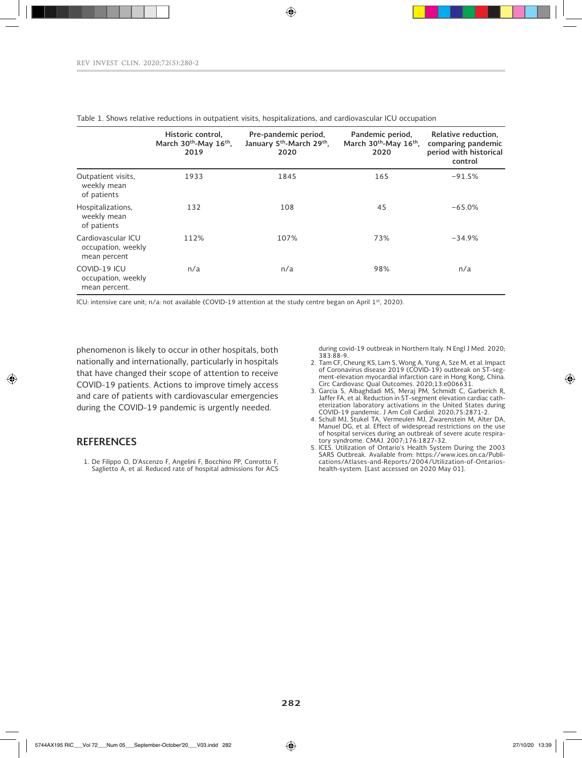Table 1. Shows relative reductions in outpatient visits, hospitalizations, and cardiovascular ICU occupation

| | Historic control, March 30th-May 16th, 2019 | Pre-pandemic period, January 5th-March 29th, 2020 | Pandemic period, March 30th-May 16th, 2020 | Relative reduction, comparing pandemic period with historical control |
|---|---|---|---|---|
| Outpatient visits, weekly mean of patients | 1933 | 1845 | 165 | −91.5% |
| Hospitalizations, weekly mean of patients | 132 | 108 | 45 | −65.0% |
| Cardiovascular ICU occupation, weekly mean percent | 112% | 107% | 73% | −34.9% |
| COVID-19 ICU occupation, weekly mean percent. | n/a | n/a | 98% | n/a |

ICU: intensive care unit; n/a: not available (COVID-19 attention at the study centre began on April 1st, 2020).

phenomenon is likely to occur in other hospitals, both nationally and internationally, particularly in hospitals that have changed their scope of attention to receive COVID-19 patients. Actions to improve timely access and care of patients with cardiovascular emergencies during the COVID-19 pandemic is urgently needed.

## REFERENCES

1. De Filippo O, D'Ascenzo F, Angelini F, Bocchino PP, Conrotto F, Saglietto A, et al. Reduced rate of hospital admissions for ACS during covid-19 outbreak in Northern Italy. N Engl J Med. 2020; 383:88-9.
2. Tam CF, Cheung KS, Lam S, Wong A, Yung A, Sze M, et al. Impact of Coronavirus disease 2019 (COVID-19) outbreak on ST-segment-elevation myocardial infarction care in Hong Kong, China. Circ Cardiovasc Qual Outcomes. 2020;13:e006631.
3. Garcia S, Albaghdadi MS, Meraj PM, Schmidt C, Garberich R, Jaffer FA, et al. Reduction in ST-segment elevation cardiac catheterization laboratory activations in the United States during COVID-19 pandemic. J Am Coll Cardiol. 2020;75:2871-2.
4. Schull MJ, Stukel TA, Vermeulen MJ, Zwarenstein M, Alter DA, Manuel DG, et al. Effect of widespread restrictions on the use of hospital services during an outbreak of severe acute respiratory syndrome. CMAJ. 2007;176:1827-32.
5. ICES. Utilization of Ontario's Health System During the 2003 SARS Outbreak. Available from: https://www.ices.on.ca/Publications/Atlases-and-Reports/2004/Utilization-of-Ontarios-health-system. [Last accessed on 2020 May 01].